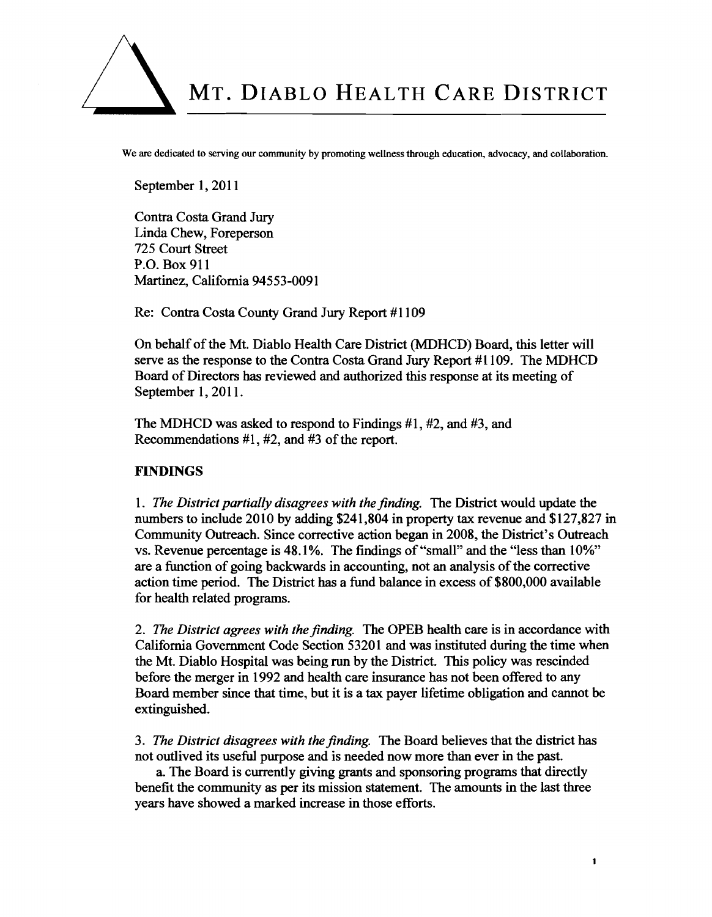# MT. DIABLO HEALTH CARE DISTRICT

We are dedicated to serving our community by promoting wellness through education, advocacy, and collaboration.

September 1, 2011

Contra Costa Grand Jury
Linda Chew, Foreperson
725 Court Street
P.O. Box 911
Martinez, California 94553-0091

Re: Contra Costa County Grand Jury Report #1109

On behalf of the Mt. Diablo Health Care District (MDHCD) Board, this letter will serve as the response to the Contra Costa Grand Jury Report #1109. The MDHCD Board of Directors has reviewed and authorized this response at its meeting of September 1, 2011.

The MDHCD was asked to respond to Findings #1, #2, and #3, and Recommendations #1, #2, and #3 of the report.

**FINDINGS**

1. *The District partially disagrees with the finding.* The District would update the numbers to include 2010 by adding $241,804 in property tax revenue and $127,827 in Community Outreach. Since corrective action began in 2008, the District's Outreach vs. Revenue percentage is 48.1%. The findings of "small" and the "less than 10%" are a function of going backwards in accounting, not an analysis of the corrective action time period. The District has a fund balance in excess of $800,000 available for health related programs.

2. *The District agrees with the finding.* The OPEB health care is in accordance with California Government Code Section 53201 and was instituted during the time when the Mt. Diablo Hospital was being run by the District. This policy was rescinded before the merger in 1992 and health care insurance has not been offered to any Board member since that time, but it is a tax payer lifetime obligation and cannot be extinguished.

3. *The District disagrees with the finding.* The Board believes that the district has not outlived its useful purpose and is needed now more than ever in the past.

a. The Board is currently giving grants and sponsoring programs that directly benefit the community as per its mission statement. The amounts in the last three years have showed a marked increase in those efforts.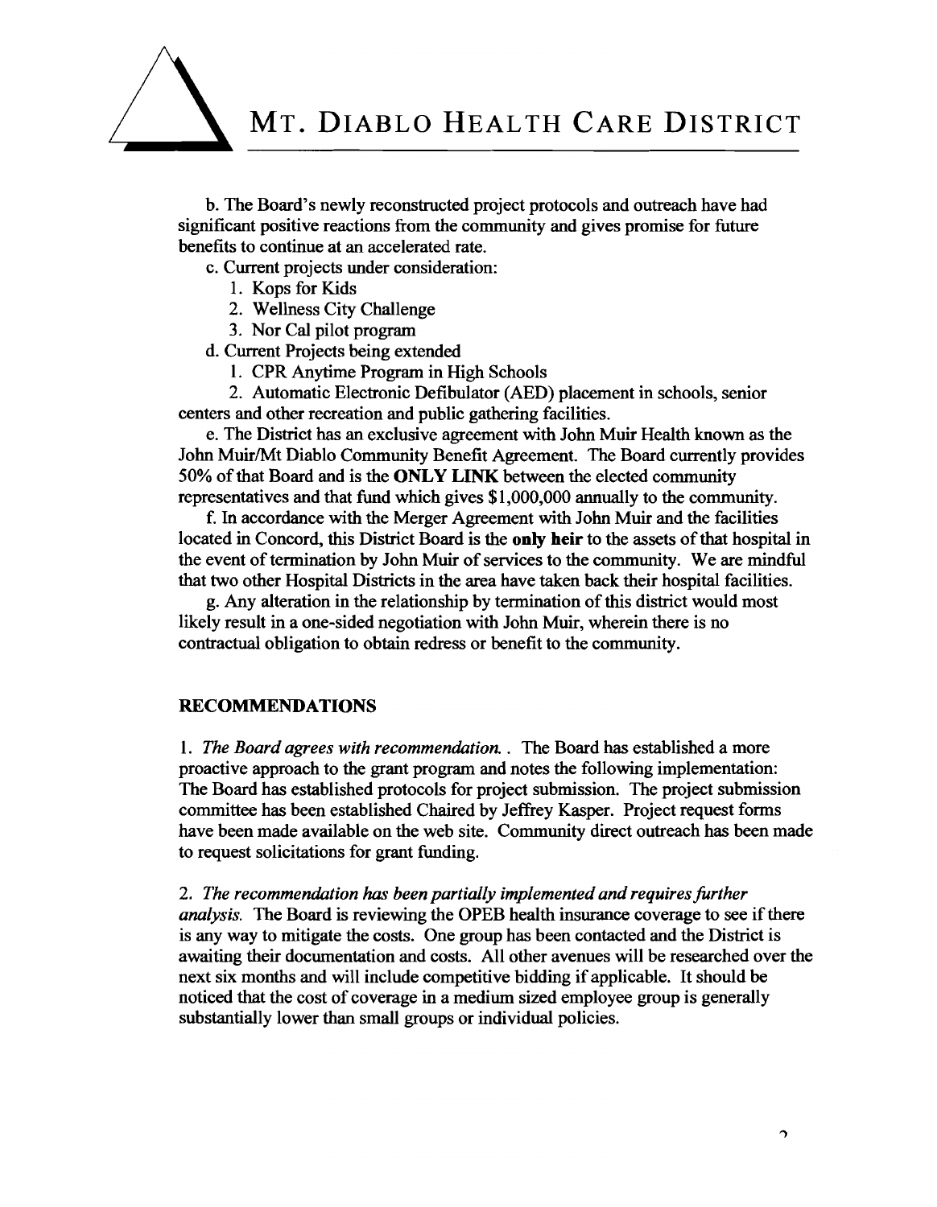b. The Board's newly reconstructed project protocols and outreach have had significant positive reactions from the community and gives promise for future benefits to continue at an accelerated rate.

c. Current projects under consideration:

1. Kops for Kids
2. Wellness City Challenge
3. Nor Cal pilot program

d. Current Projects being extended

1. CPR Anytime Program in High Schools
2. Automatic Electronic Defibulator (AED) placement in schools, senior centers and other recreation and public gathering facilities.

e. The District has an exclusive agreement with John Muir Health known as the John Muir/Mt Diablo Community Benefit Agreement. The Board currently provides 50% of that Board and is the **ONLY LINK** between the elected community representatives and that fund which gives $1,000,000 annually to the community.

f. In accordance with the Merger Agreement with John Muir and the facilities located in Concord, this District Board is the **only heir** to the assets of that hospital in the event of termination by John Muir of services to the community. We are mindful that two other Hospital Districts in the area have taken back their hospital facilities.

g. Any alteration in the relationship by termination of this district would most likely result in a one-sided negotiation with John Muir, wherein there is no contractual obligation to obtain redress or benefit to the community.

## RECOMMENDATIONS

1. *The Board agrees with recommendation.* . The Board has established a more proactive approach to the grant program and notes the following implementation: The Board has established protocols for project submission. The project submission committee has been established Chaired by Jeffrey Kasper. Project request forms have been made available on the web site. Community direct outreach has been made to request solicitations for grant funding.

2. *The recommendation has been partially implemented and requires further analysis.* The Board is reviewing the OPEB health insurance coverage to see if there is any way to mitigate the costs. One group has been contacted and the District is awaiting their documentation and costs. All other avenues will be researched over the next six months and will include competitive bidding if applicable. It should be noticed that the cost of coverage in a medium sized employee group is generally substantially lower than small groups or individual policies.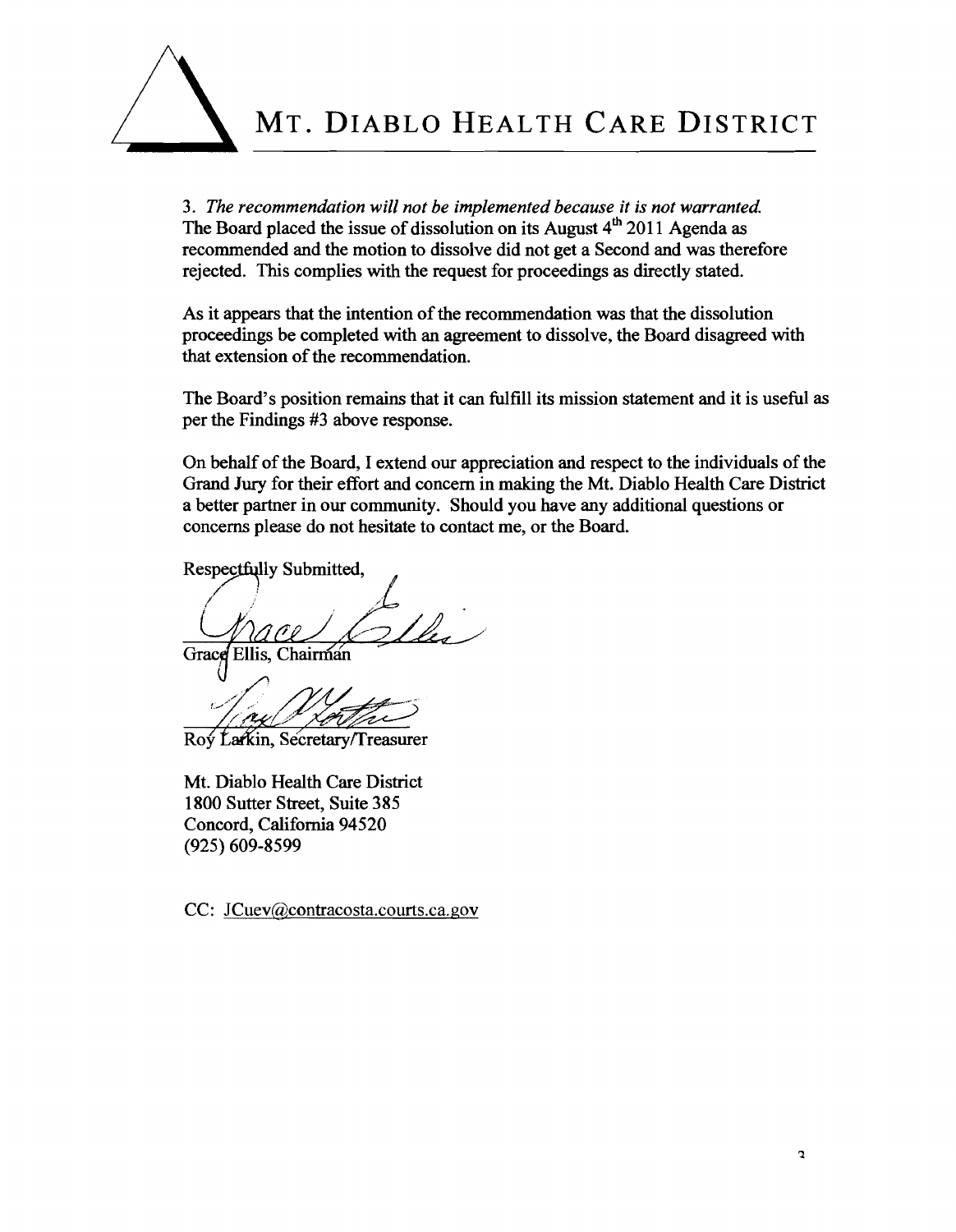# MT. DIABLO HEALTH CARE DISTRICT

3. *The recommendation will not be implemented because it is not warranted.* The Board placed the issue of dissolution on its August 4th 2011 Agenda as recommended and the motion to dissolve did not get a Second and was therefore rejected. This complies with the request for proceedings as directly stated.

As it appears that the intention of the recommendation was that the dissolution proceedings be completed with an agreement to dissolve, the Board disagreed with that extension of the recommendation.

The Board's position remains that it can fulfill its mission statement and it is useful as per the Findings #3 above response.

On behalf of the Board, I extend our appreciation and respect to the individuals of the Grand Jury for their effort and concern in making the Mt. Diablo Health Care District a better partner in our community. Should you have any additional questions or concerns please do not hesitate to contact me, or the Board.

Respectfully Submitted,

Grace Ellis, Chairman

Roy Larkin, Secretary/Treasurer

Mt. Diablo Health Care District
1800 Sutter Street, Suite 385
Concord, California 94520
(925) 609-8599

CC: JCuev@contracosta.courts.ca.gov